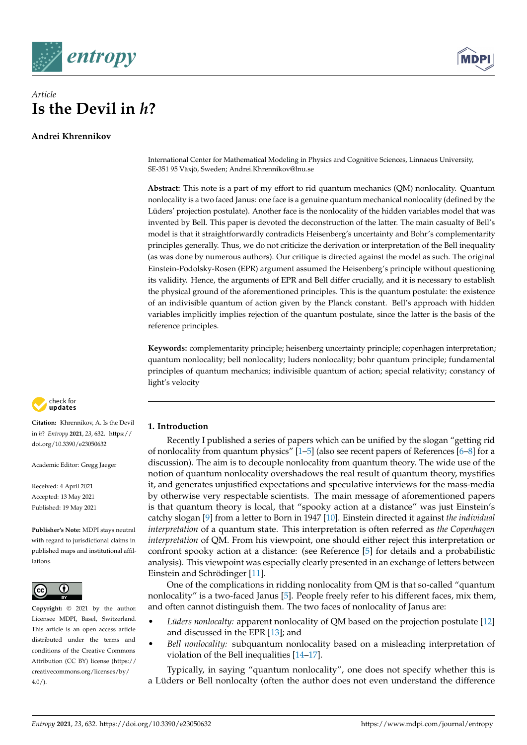*Article*

# Is the Devil in *h*?

**Andrei Khrennikov**

International Center for Mathematical Modeling in Physics and Cognitive Sciences, Linnaeus University, SE-351 95 Växjö, Sweden; Andrei.Khrennikov@lnu.se

**Abstract:** This note is a part of my effort to rid quantum mechanics (QM) nonlocality. Quantum nonlocality is a two faced Janus: one face is a genuine quantum mechanical nonlocality (defined by the Lüders' projection postulate). Another face is the nonlocality of the hidden variables model that was invented by Bell. This paper is devoted the deconstruction of the latter. The main casualty of Bell's model is that it straightforwardly contradicts Heisenberg's uncertainty and Bohr's complementarity principles generally. Thus, we do not criticize the derivation or interpretation of the Bell inequality (as was done by numerous authors). Our critique is directed against the model as such. The original Einstein-Podolsky-Rosen (EPR) argument assumed the Heisenberg's principle without questioning its validity. Hence, the arguments of EPR and Bell differ crucially, and it is necessary to establish the physical ground of the aforementioned principles. This is the quantum postulate: the existence of an indivisible quantum of action given by the Planck constant. Bell's approach with hidden variables implicitly implies rejection of the quantum postulate, since the latter is the basis of the reference principles.

**Keywords:** complementarity principle; heisenberg uncertainty principle; copenhagen interpretation; quantum nonlocality; bell nonlocality; luders nonlocality; bohr quantum principle; fundamental principles of quantum mechanics; indivisible quantum of action; special relativity; constancy of light's velocity

**Citation:** Khrennikov, A. Is the Devil in *h*? *Entropy* **2021**, *23*, 632. https://doi.org/10.3390/e23050632

Academic Editor: Gregg Jaeger

Received: 4 April 2021
Accepted: 13 May 2021
Published: 19 May 2021

**Publisher's Note:** MDPI stays neutral with regard to jurisdictional claims in published maps and institutional affiliations.

**Copyright:** © 2021 by the author. Licensee MDPI, Basel, Switzerland. This article is an open access article distributed under the terms and conditions of the Creative Commons Attribution (CC BY) license (https://creativecommons.org/licenses/by/4.0/).

## 1. Introduction

Recently I published a series of papers which can be unified by the slogan "getting rid of nonlocality from quantum physics" [1–5] (also see recent papers of References [6–8] for a discussion). The aim is to decouple nonlocality from quantum theory. The wide use of the notion of quantum nonlocality overshadows the real result of quantum theory, mystifies it, and generates unjustified expectations and speculative interviews for the mass-media by otherwise very respectable scientists. The main message of aforementioned papers is that quantum theory is local, that "spooky action at a distance" was just Einstein's catchy slogan [9] from a letter to Born in 1947 [10]. Einstein directed it against *the individual interpretation* of a quantum state. This interpretation is often referred as *the Copenhagen interpretation* of QM. From his viewpoint, one should either reject this interpretation or confront spooky action at a distance: (see Reference [5] for details and a probabilistic analysis). This viewpoint was especially clearly presented in an exchange of letters between Einstein and Schrödinger [11].

One of the complications in ridding nonlocality from QM is that so-called "quantum nonlocality" is a two-faced Janus [5]. People freely refer to his different faces, mix them, and often cannot distinguish them. The two faces of nonlocality of Janus are:

- *Lüders nonlocalty:* apparent nonlocality of QM based on the projection postulate [12] and discussed in the EPR [13]; and
- *Bell nonlocality:* subquantum nonlocality based on a misleading interpretation of violation of the Bell inequalities [14–17].

Typically, in saying "quantum nonlocality", one does not specify whether this is a Lüders or Bell nonlocalty (often the author does not even understand the difference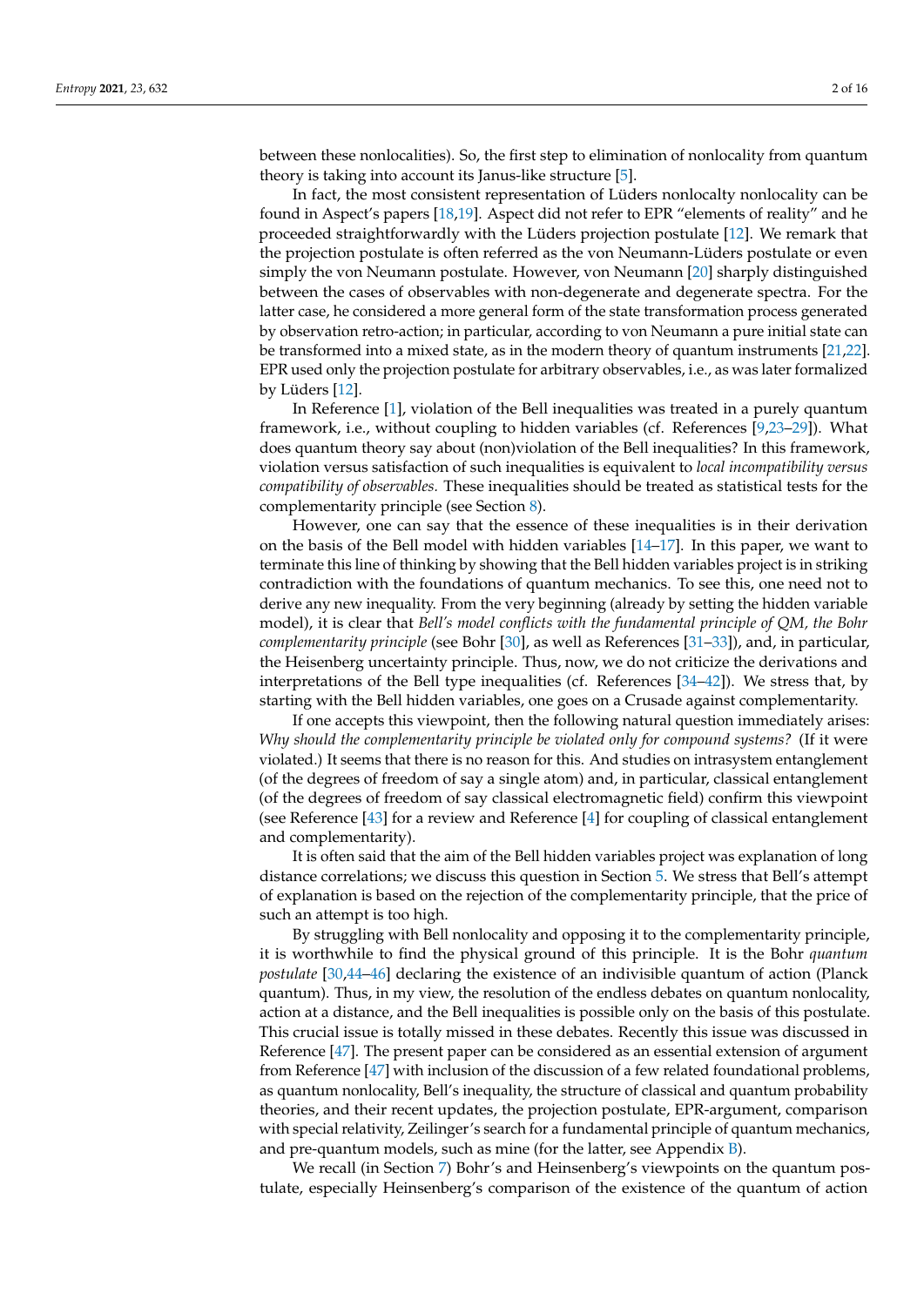between these nonlocalities). So, the first step to elimination of nonlocality from quantum theory is taking into account its Janus-like structure [5].

In fact, the most consistent representation of Lüders nonlocalty nonlocality can be found in Aspect's papers [18,19]. Aspect did not refer to EPR "elements of reality" and he proceeded straightforwardly with the Lüders projection postulate [12]. We remark that the projection postulate is often referred as the von Neumann-Lüders postulate or even simply the von Neumann postulate. However, von Neumann [20] sharply distinguished between the cases of observables with non-degenerate and degenerate spectra. For the latter case, he considered a more general form of the state transformation process generated by observation retro-action; in particular, according to von Neumann a pure initial state can be transformed into a mixed state, as in the modern theory of quantum instruments [21,22]. EPR used only the projection postulate for arbitrary observables, i.e., as was later formalized by Lüders [12].

In Reference [1], violation of the Bell inequalities was treated in a purely quantum framework, i.e., without coupling to hidden variables (cf. References [9,23–29]). What does quantum theory say about (non)violation of the Bell inequalities? In this framework, violation versus satisfaction of such inequalities is equivalent to *local incompatibility versus compatibility of observables.* These inequalities should be treated as statistical tests for the complementarity principle (see Section 8).

However, one can say that the essence of these inequalities is in their derivation on the basis of the Bell model with hidden variables [14–17]. In this paper, we want to terminate this line of thinking by showing that the Bell hidden variables project is in striking contradiction with the foundations of quantum mechanics. To see this, one need not to derive any new inequality. From the very beginning (already by setting the hidden variable model), it is clear that *Bell's model conflicts with the fundamental principle of QM, the Bohr complementarity principle* (see Bohr [30], as well as References [31–33]), and, in particular, the Heisenberg uncertainty principle. Thus, now, we do not criticize the derivations and interpretations of the Bell type inequalities (cf. References [34–42]). We stress that, by starting with the Bell hidden variables, one goes on a Crusade against complementarity.

If one accepts this viewpoint, then the following natural question immediately arises: *Why should the complementarity principle be violated only for compound systems?* (If it were violated.) It seems that there is no reason for this. And studies on intrasystem entanglement (of the degrees of freedom of say a single atom) and, in particular, classical entanglement (of the degrees of freedom of say classical electromagnetic field) confirm this viewpoint (see Reference [43] for a review and Reference [4] for coupling of classical entanglement and complementarity).

It is often said that the aim of the Bell hidden variables project was explanation of long distance correlations; we discuss this question in Section 5. We stress that Bell's attempt of explanation is based on the rejection of the complementarity principle, that the price of such an attempt is too high.

By struggling with Bell nonlocality and opposing it to the complementarity principle, it is worthwhile to find the physical ground of this principle. It is the Bohr *quantum postulate* [30,44–46] declaring the existence of an indivisible quantum of action (Planck quantum). Thus, in my view, the resolution of the endless debates on quantum nonlocality, action at a distance, and the Bell inequalities is possible only on the basis of this postulate. This crucial issue is totally missed in these debates. Recently this issue was discussed in Reference [47]. The present paper can be considered as an essential extension of argument from Reference [47] with inclusion of the discussion of a few related foundational problems, as quantum nonlocality, Bell's inequality, the structure of classical and quantum probability theories, and their recent updates, the projection postulate, EPR-argument, comparison with special relativity, Zeilinger's search for a fundamental principle of quantum mechanics, and pre-quantum models, such as mine (for the latter, see Appendix B).

We recall (in Section 7) Bohr's and Heinsenberg's viewpoints on the quantum postulate, especially Heinsenberg's comparison of the existence of the quantum of action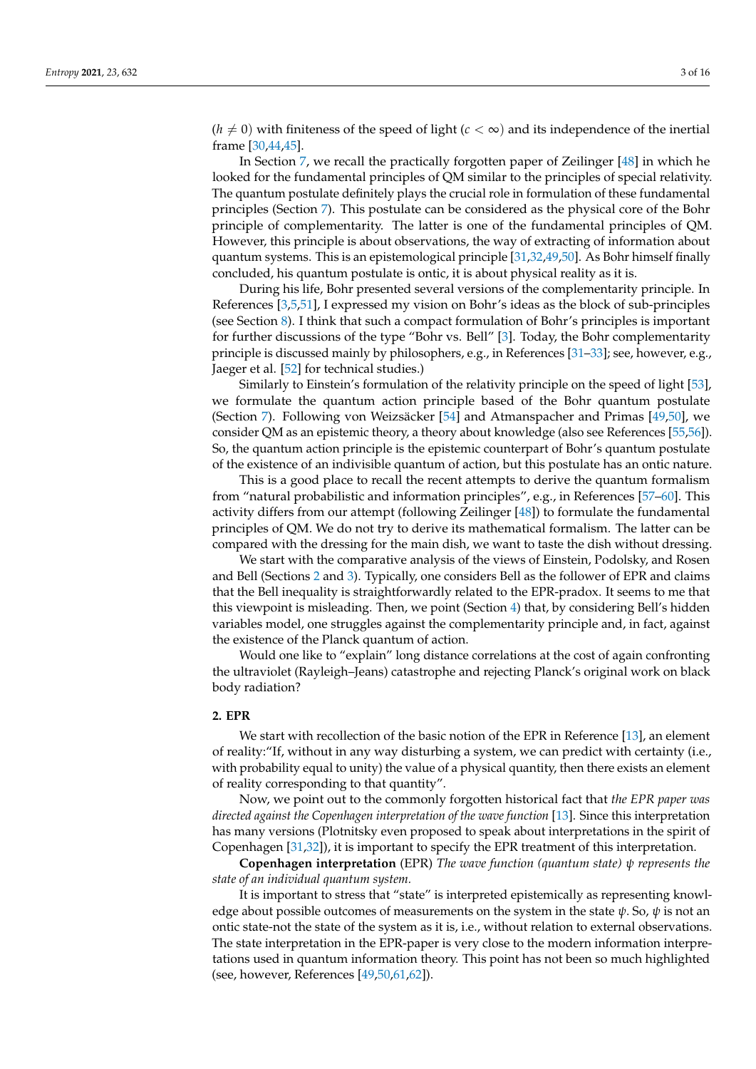($h \neq 0$) with finiteness of the speed of light ($c < \infty$) and its independence of the inertial frame [30,44,45].

In Section 7, we recall the practically forgotten paper of Zeilinger [48] in which he looked for the fundamental principles of QM similar to the principles of special relativity. The quantum postulate definitely plays the crucial role in formulation of these fundamental principles (Section 7). This postulate can be considered as the physical core of the Bohr principle of complementarity. The latter is one of the fundamental principles of QM. However, this principle is about observations, the way of extracting of information about quantum systems. This is an epistemological principle [31,32,49,50]. As Bohr himself finally concluded, his quantum postulate is ontic, it is about physical reality as it is.

During his life, Bohr presented several versions of the complementarity principle. In References [3,5,51], I expressed my vision on Bohr's ideas as the block of sub-principles (see Section 8). I think that such a compact formulation of Bohr's principles is important for further discussions of the type "Bohr vs. Bell" [3]. Today, the Bohr complementarity principle is discussed mainly by philosophers, e.g., in References [31–33]; see, however, e.g., Jaeger et al. [52] for technical studies.)

Similarly to Einstein's formulation of the relativity principle on the speed of light [53], we formulate the quantum action principle based of the Bohr quantum postulate (Section 7). Following von Weizsäcker [54] and Atmanspacher and Primas [49,50], we consider QM as an epistemic theory, a theory about knowledge (also see References [55,56]). So, the quantum action principle is the epistemic counterpart of Bohr's quantum postulate of the existence of an indivisible quantum of action, but this postulate has an ontic nature.

This is a good place to recall the recent attempts to derive the quantum formalism from "natural probabilistic and information principles", e.g., in References [57–60]. This activity differs from our attempt (following Zeilinger [48]) to formulate the fundamental principles of QM. We do not try to derive its mathematical formalism. The latter can be compared with the dressing for the main dish, we want to taste the dish without dressing.

We start with the comparative analysis of the views of Einstein, Podolsky, and Rosen and Bell (Sections 2 and 3). Typically, one considers Bell as the follower of EPR and claims that the Bell inequality is straightforwardly related to the EPR-pradox. It seems to me that this viewpoint is misleading. Then, we point (Section 4) that, by considering Bell's hidden variables model, one struggles against the complementarity principle and, in fact, against the existence of the Planck quantum of action.

Would one like to "explain" long distance correlations at the cost of again confronting the ultraviolet (Rayleigh–Jeans) catastrophe and rejecting Planck's original work on black body radiation?

## 2. EPR

We start with recollection of the basic notion of the EPR in Reference [13], an element of reality:"If, without in any way disturbing a system, we can predict with certainty (i.e., with probability equal to unity) the value of a physical quantity, then there exists an element of reality corresponding to that quantity".

Now, we point out to the commonly forgotten historical fact that *the EPR paper was directed against the Copenhagen interpretation of the wave function* [13]. Since this interpretation has many versions (Plotnitsky even proposed to speak about interpretations in the spirit of Copenhagen [31,32]), it is important to specify the EPR treatment of this interpretation.

**Copenhagen interpretation** (EPR) *The wave function (quantum state) $\psi$ represents the state of an individual quantum system.*

It is important to stress that "state" is interpreted epistemically as representing knowledge about possible outcomes of measurements on the system in the state $\psi$. So, $\psi$ is not an ontic state-not the state of the system as it is, i.e., without relation to external observations. The state interpretation in the EPR-paper is very close to the modern information interpretations used in quantum information theory. This point has not been so much highlighted (see, however, References [49,50,61,62]).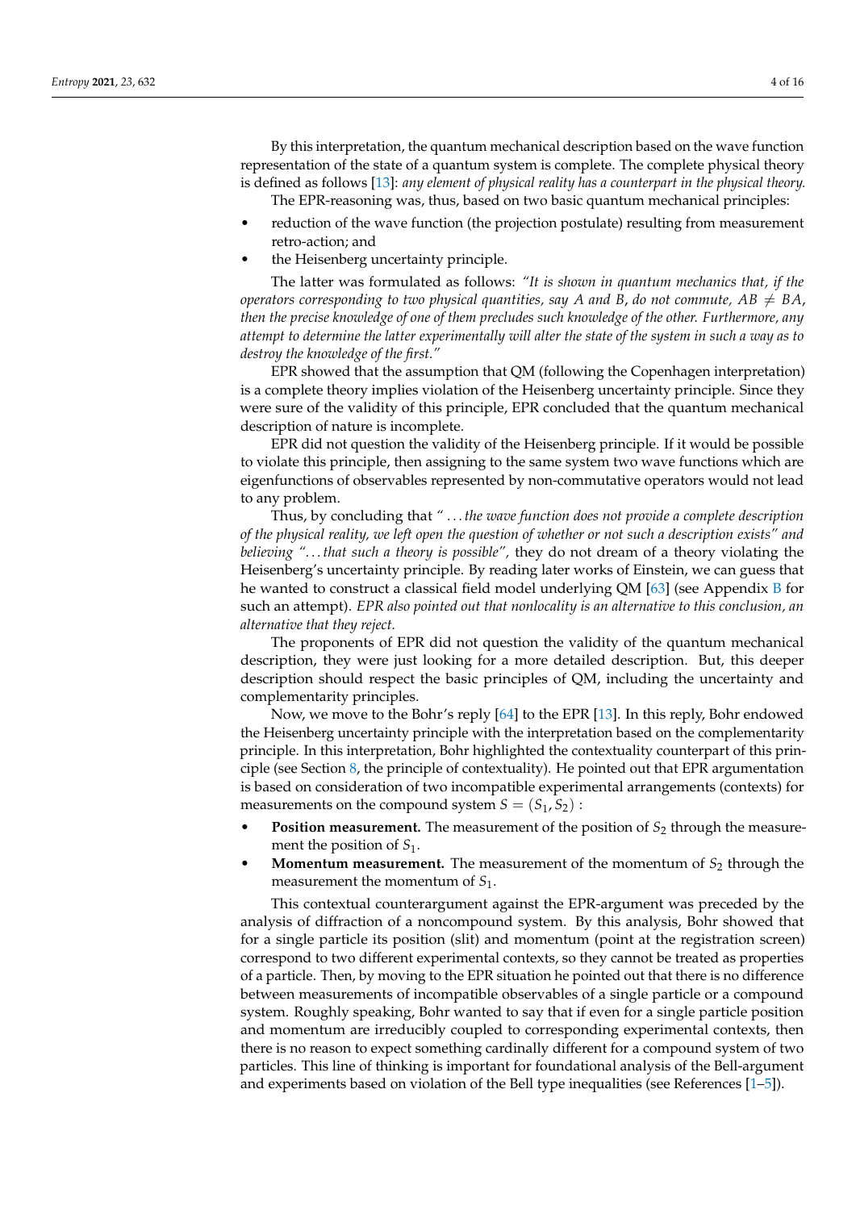By this interpretation, the quantum mechanical description based on the wave function representation of the state of a quantum system is complete. The complete physical theory is defined as follows [13]: *any element of physical reality has a counterpart in the physical theory.*

The EPR-reasoning was, thus, based on two basic quantum mechanical principles:

- reduction of the wave function (the projection postulate) resulting from measurement retro-action; and
- the Heisenberg uncertainty principle.

The latter was formulated as follows: *"It is shown in quantum mechanics that, if the operators corresponding to two physical quantities, say A and B, do not commute, $AB \neq BA$, then the precise knowledge of one of them precludes such knowledge of the other. Furthermore, any attempt to determine the latter experimentally will alter the state of the system in such a way as to destroy the knowledge of the first."*

EPR showed that the assumption that QM (following the Copenhagen interpretation) is a complete theory implies violation of the Heisenberg uncertainty principle. Since they were sure of the validity of this principle, EPR concluded that the quantum mechanical description of nature is incomplete.

EPR did not question the validity of the Heisenberg principle. If it would be possible to violate this principle, then assigning to the same system two wave functions which are eigenfunctions of observables represented by non-commutative operators would not lead to any problem.

Thus, by concluding that *" ... the wave function does not provide a complete description of the physical reality, we left open the question of whether or not such a description exists"* and believing *"... that such a theory is possible"*, they do not dream of a theory violating the Heisenberg's uncertainty principle. By reading later works of Einstein, we can guess that he wanted to construct a classical field model underlying QM [63] (see Appendix B for such an attempt). *EPR also pointed out that nonlocality is an alternative to this conclusion, an alternative that they reject.*

The proponents of EPR did not question the validity of the quantum mechanical description, they were just looking for a more detailed description. But, this deeper description should respect the basic principles of QM, including the uncertainty and complementarity principles.

Now, we move to the Bohr's reply [64] to the EPR [13]. In this reply, Bohr endowed the Heisenberg uncertainty principle with the interpretation based on the complementarity principle. In this interpretation, Bohr highlighted the contextuality counterpart of this principle (see Section 8, the principle of contextuality). He pointed out that EPR argumentation is based on consideration of two incompatible experimental arrangements (contexts) for measurements on the compound system $S = (S_1, S_2)$ :

- **Position measurement.** The measurement of the position of $S_2$ through the measurement the position of $S_1$.
- **Momentum measurement.** The measurement of the momentum of $S_2$ through the measurement the momentum of $S_1$.

This contextual counterargument against the EPR-argument was preceded by the analysis of diffraction of a noncompound system. By this analysis, Bohr showed that for a single particle its position (slit) and momentum (point at the registration screen) correspond to two different experimental contexts, so they cannot be treated as properties of a particle. Then, by moving to the EPR situation he pointed out that there is no difference between measurements of incompatible observables of a single particle or a compound system. Roughly speaking, Bohr wanted to say that if even for a single particle position and momentum are irreducibly coupled to corresponding experimental contexts, then there is no reason to expect something cardinally different for a compound system of two particles. This line of thinking is important for foundational analysis of the Bell-argument and experiments based on violation of the Bell type inequalities (see References [1–5]).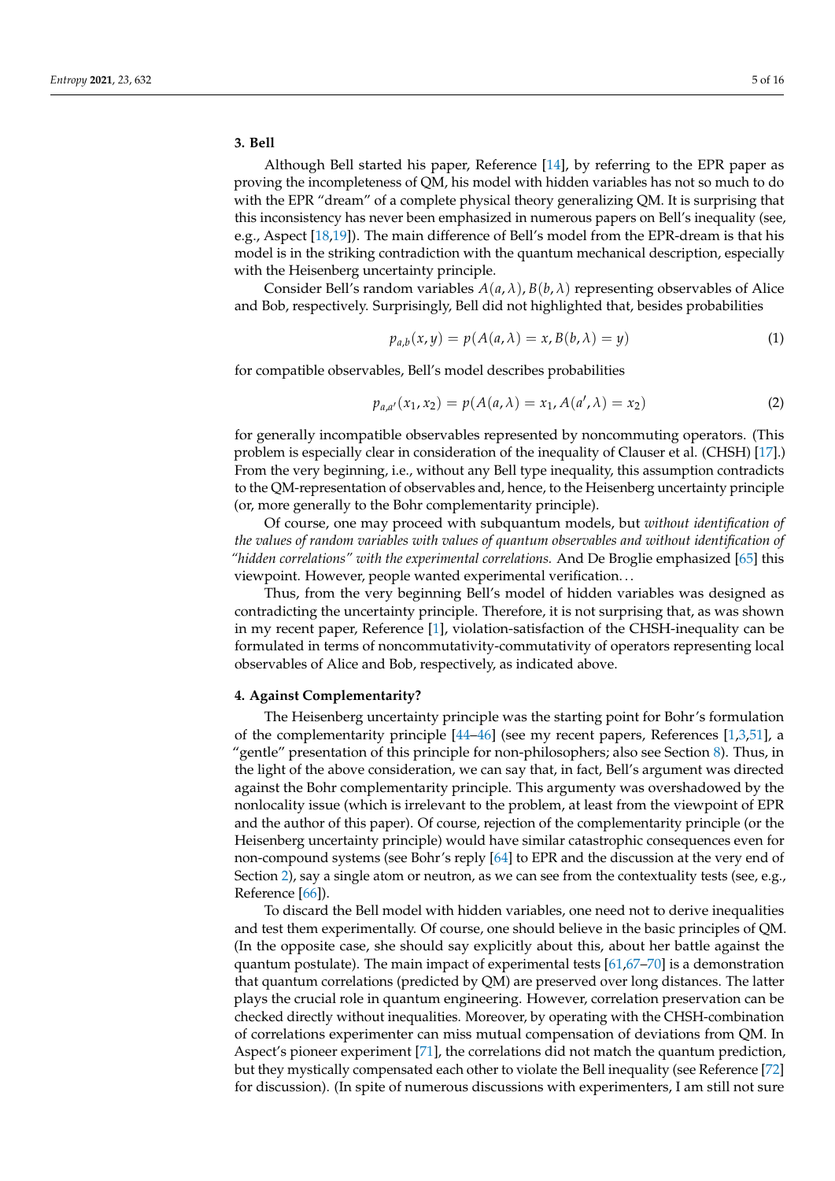## 3. Bell

Although Bell started his paper, Reference [14], by referring to the EPR paper as proving the incompleteness of QM, his model with hidden variables has not so much to do with the EPR "dream" of a complete physical theory generalizing QM. It is surprising that this inconsistency has never been emphasized in numerous papers on Bell's inequality (see, e.g., Aspect [18,19]). The main difference of Bell's model from the EPR-dream is that his model is in the striking contradiction with the quantum mechanical description, especially with the Heisenberg uncertainty principle.

Consider Bell's random variables $A(a, \lambda), B(b, \lambda)$ representing observables of Alice and Bob, respectively. Surprisingly, Bell did not highlighted that, besides probabilities

$$p_{a,b}(x, y) = p(A(a, \lambda) = x, B(b, \lambda) = y) \tag{1}$$

for compatible observables, Bell's model describes probabilities

$$p_{a,a'}(x_1, x_2) = p(A(a, \lambda) = x_1, A(a', \lambda) = x_2) \tag{2}$$

for generally incompatible observables represented by noncommuting operators. (This problem is especially clear in consideration of the inequality of Clauser et al. (CHSH) [17].) From the very beginning, i.e., without any Bell type inequality, this assumption contradicts to the QM-representation of observables and, hence, to the Heisenberg uncertainty principle (or, more generally to the Bohr complementarity principle).

Of course, one may proceed with subquantum models, but *without identification of the values of random variables with values of quantum observables and without identification of "hidden correlations" with the experimental correlations.* And De Broglie emphasized [65] this viewpoint. However, people wanted experimental verification...

Thus, from the very beginning Bell's model of hidden variables was designed as contradicting the uncertainty principle. Therefore, it is not surprising that, as was shown in my recent paper, Reference [1], violation-satisfaction of the CHSH-inequality can be formulated in terms of noncommutativity-commutativity of operators representing local observables of Alice and Bob, respectively, as indicated above.

## 4. Against Complementarity?

The Heisenberg uncertainty principle was the starting point for Bohr's formulation of the complementarity principle [44–46] (see my recent papers, References [1,3,51], a "gentle" presentation of this principle for non-philosophers; also see Section 8). Thus, in the light of the above consideration, we can say that, in fact, Bell's argument was directed against the Bohr complementarity principle. This argumenty was overshadowed by the nonlocality issue (which is irrelevant to the problem, at least from the viewpoint of EPR and the author of this paper). Of course, rejection of the complementarity principle (or the Heisenberg uncertainty principle) would have similar catastrophic consequences even for non-compound systems (see Bohr's reply [64] to EPR and the discussion at the very end of Section 2), say a single atom or neutron, as we can see from the contextuality tests (see, e.g., Reference [66]).

To discard the Bell model with hidden variables, one need not to derive inequalities and test them experimentally. Of course, one should believe in the basic principles of QM. (In the opposite case, she should say explicitly about this, about her battle against the quantum postulate). The main impact of experimental tests [61,67–70] is a demonstration that quantum correlations (predicted by QM) are preserved over long distances. The latter plays the crucial role in quantum engineering. However, correlation preservation can be checked directly without inequalities. Moreover, by operating with the CHSH-combination of correlations experimenter can miss mutual compensation of deviations from QM. In Aspect's pioneer experiment [71], the correlations did not match the quantum prediction, but they mystically compensated each other to violate the Bell inequality (see Reference [72] for discussion). (In spite of numerous discussions with experimenters, I am still not sure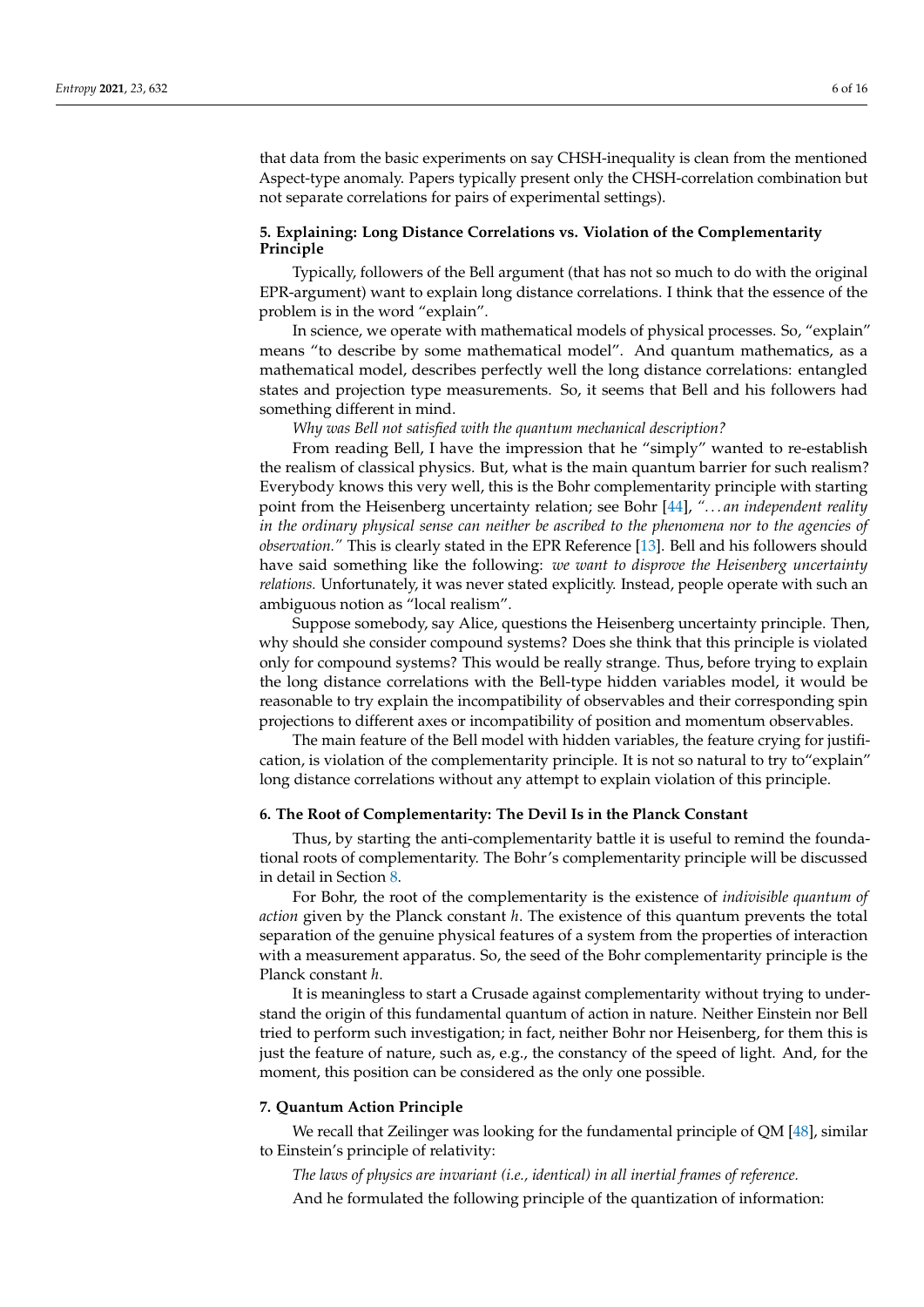that data from the basic experiments on say CHSH-inequality is clean from the mentioned Aspect-type anomaly. Papers typically present only the CHSH-correlation combination but not separate correlations for pairs of experimental settings).

## 5. Explaining: Long Distance Correlations vs. Violation of the Complementarity Principle

Typically, followers of the Bell argument (that has not so much to do with the original EPR-argument) want to explain long distance correlations. I think that the essence of the problem is in the word "explain".

In science, we operate with mathematical models of physical processes. So, "explain" means "to describe by some mathematical model". And quantum mathematics, as a mathematical model, describes perfectly well the long distance correlations: entangled states and projection type measurements. So, it seems that Bell and his followers had something different in mind.

*Why was Bell not satisfied with the quantum mechanical description?*

From reading Bell, I have the impression that he "simply" wanted to re-establish the realism of classical physics. But, what is the main quantum barrier for such realism? Everybody knows this very well, this is the Bohr complementarity principle with starting point from the Heisenberg uncertainty relation; see Bohr [44], *"...an independent reality in the ordinary physical sense can neither be ascribed to the phenomena nor to the agencies of observation."* This is clearly stated in the EPR Reference [13]. Bell and his followers should have said something like the following: *we want to disprove the Heisenberg uncertainty relations.* Unfortunately, it was never stated explicitly. Instead, people operate with such an ambiguous notion as "local realism".

Suppose somebody, say Alice, questions the Heisenberg uncertainty principle. Then, why should she consider compound systems? Does she think that this principle is violated only for compound systems? This would be really strange. Thus, before trying to explain the long distance correlations with the Bell-type hidden variables model, it would be reasonable to try explain the incompatibility of observables and their corresponding spin projections to different axes or incompatibility of position and momentum observables.

The main feature of the Bell model with hidden variables, the feature crying for justification, is violation of the complementarity principle. It is not so natural to try to"explain" long distance correlations without any attempt to explain violation of this principle.

## 6. The Root of Complementarity: The Devil Is in the Planck Constant

Thus, by starting the anti-complementarity battle it is useful to remind the foundational roots of complementarity. The Bohr's complementarity principle will be discussed in detail in Section 8.

For Bohr, the root of the complementarity is the existence of *indivisible quantum of action* given by the Planck constant $h$. The existence of this quantum prevents the total separation of the genuine physical features of a system from the properties of interaction with a measurement apparatus. So, the seed of the Bohr complementarity principle is the Planck constant $h$.

It is meaningless to start a Crusade against complementarity without trying to understand the origin of this fundamental quantum of action in nature. Neither Einstein nor Bell tried to perform such investigation; in fact, neither Bohr nor Heisenberg, for them this is just the feature of nature, such as, e.g., the constancy of the speed of light. And, for the moment, this position can be considered as the only one possible.

## 7. Quantum Action Principle

We recall that Zeilinger was looking for the fundamental principle of QM [48], similar to Einstein's principle of relativity:

*The laws of physics are invariant (i.e., identical) in all inertial frames of reference.*

And he formulated the following principle of the quantization of information: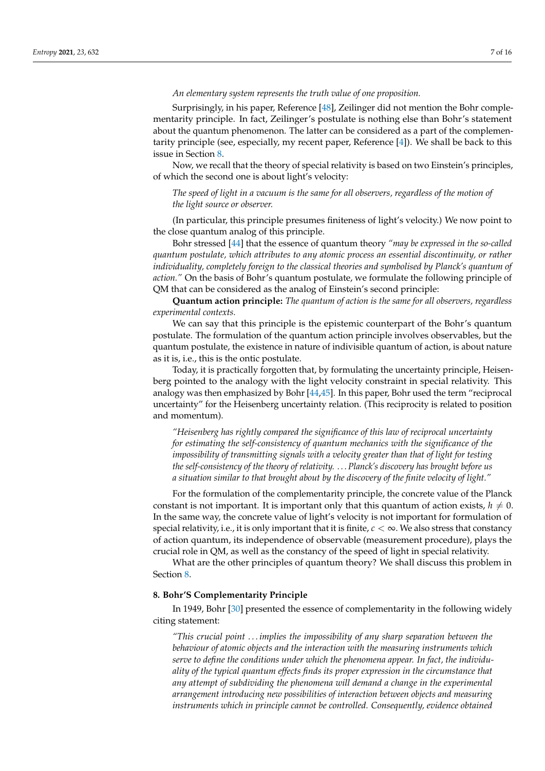*An elementary system represents the truth value of one proposition.*

Surprisingly, in his paper, Reference [48], Zeilinger did not mention the Bohr complementarity principle. In fact, Zeilinger's postulate is nothing else than Bohr's statement about the quantum phenomenon. The latter can be considered as a part of the complementarity principle (see, especially, my recent paper, Reference [4]). We shall be back to this issue in Section 8.

Now, we recall that the theory of special relativity is based on two Einstein's principles, of which the second one is about light's velocity:

*The speed of light in a vacuum is the same for all observers, regardless of the motion of the light source or observer.*

(In particular, this principle presumes finiteness of light's velocity.) We now point to the close quantum analog of this principle.

Bohr stressed [44] that the essence of quantum theory *"may be expressed in the so-called quantum postulate, which attributes to any atomic process an essential discontinuity, or rather individuality, completely foreign to the classical theories and symbolised by Planck's quantum of action."* On the basis of Bohr's quantum postulate, we formulate the following principle of QM that can be considered as the analog of Einstein's second principle:

**Quantum action principle:** *The quantum of action is the same for all observers, regardless experimental contexts.*

We can say that this principle is the epistemic counterpart of the Bohr's quantum postulate. The formulation of the quantum action principle involves observables, but the quantum postulate, the existence in nature of indivisible quantum of action, is about nature as it is, i.e., this is the ontic postulate.

Today, it is practically forgotten that, by formulating the uncertainty principle, Heisenberg pointed to the analogy with the light velocity constraint in special relativity. This analogy was then emphasized by Bohr [44,45]. In this paper, Bohr used the term "reciprocal uncertainty" for the Heisenberg uncertainty relation. (This reciprocity is related to position and momentum).

*"Heisenberg has rightly compared the significance of this law of reciprocal uncertainty for estimating the self-consistency of quantum mechanics with the significance of the impossibility of transmitting signals with a velocity greater than that of light for testing the self-consistency of the theory of relativity. ... Planck's discovery has brought before us a situation similar to that brought about by the discovery of the finite velocity of light."*

For the formulation of the complementarity principle, the concrete value of the Planck constant is not important. It is important only that this quantum of action exists, $h \neq 0$. In the same way, the concrete value of light's velocity is not important for formulation of special relativity, i.e., it is only important that it is finite, $c < \infty$. We also stress that constancy of action quantum, its independence of observable (measurement procedure), plays the crucial role in QM, as well as the constancy of the speed of light in special relativity.

What are the other principles of quantum theory? We shall discuss this problem in Section 8.

## 8. Bohr'S Complementarity Principle

In 1949, Bohr [30] presented the essence of complementarity in the following widely citing statement:

*"This crucial point ... implies the impossibility of any sharp separation between the behaviour of atomic objects and the interaction with the measuring instruments which serve to define the conditions under which the phenomena appear. In fact, the individuality of the typical quantum effects finds its proper expression in the circumstance that any attempt of subdividing the phenomena will demand a change in the experimental arrangement introducing new possibilities of interaction between objects and measuring instruments which in principle cannot be controlled. Consequently, evidence obtained*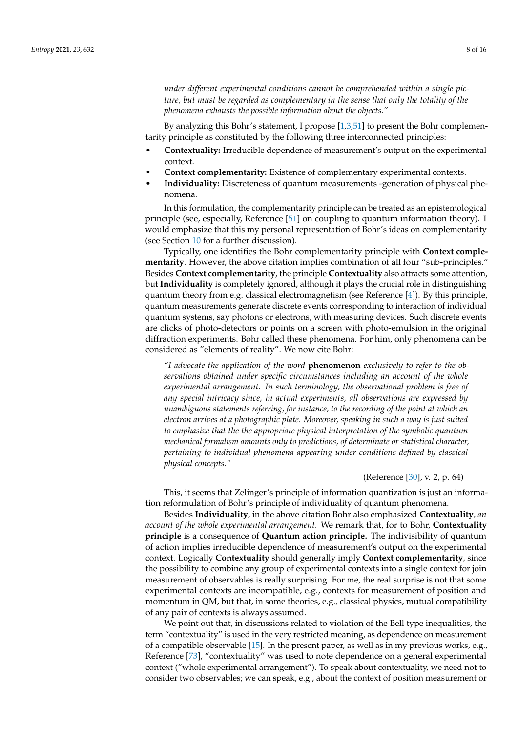*under different experimental conditions cannot be comprehended within a single picture, but must be regarded as complementary in the sense that only the totality of the phenomena exhausts the possible information about the objects."*

By analyzing this Bohr's statement, I propose [1,3,51] to present the Bohr complementarity principle as constituted by the following three interconnected principles:

- **Contextuality:** Irreducible dependence of measurement's output on the experimental context.
- **Context complementarity:** Existence of complementary experimental contexts.
- **Individuality:** Discreteness of quantum measurements -generation of physical phenomena.

In this formulation, the complementarity principle can be treated as an epistemological principle (see, especially, Reference [51] on coupling to quantum information theory). I would emphasize that this my personal representation of Bohr's ideas on complementarity (see Section 10 for a further discussion).

Typically, one identifies the Bohr complementarity principle with **Context complementarity**. However, the above citation implies combination of all four "sub-principles." Besides **Context complementarity**, the principle **Contextuality** also attracts some attention, but **Individuality** is completely ignored, although it plays the crucial role in distinguishing quantum theory from e.g. classical electromagnetism (see Reference [4]). By this principle, quantum measurements generate discrete events corresponding to interaction of individual quantum systems, say photons or electrons, with measuring devices. Such discrete events are clicks of photo-detectors or points on a screen with photo-emulsion in the original diffraction experiments. Bohr called these phenomena. For him, only phenomena can be considered as "elements of reality". We now cite Bohr:

*"I advocate the application of the word* **phenomenon** *exclusively to refer to the observations obtained under specific circumstances including an account of the whole experimental arrangement. In such terminology, the observational problem is free of any special intricacy since, in actual experiments, all observations are expressed by unambiguous statements referring, for instance, to the recording of the point at which an electron arrives at a photographic plate. Moreover, speaking in such a way is just suited to emphasize that the the appropriate physical interpretation of the symbolic quantum mechanical formalism amounts only to predictions, of determinate or statistical character, pertaining to individual phenomena appearing under conditions defined by classical physical concepts."*

(Reference [30], v. 2, p. 64)

This, it seems that Zelinger's principle of information quantization is just an information reformulation of Bohr's principle of individuality of quantum phenomena.

Besides **Individuality**, in the above citation Bohr also emphasized **Contextuality**, *an account of the whole experimental arrangement.* We remark that, for to Bohr, **Contextuality principle** is a consequence of **Quantum action principle.** The indivisibility of quantum of action implies irreducible dependence of measurement's output on the experimental context. Logically **Contextuality** should generally imply **Context complementarity**, since the possibility to combine any group of experimental contexts into a single context for join measurement of observables is really surprising. For me, the real surprise is not that some experimental contexts are incompatible, e.g., contexts for measurement of position and momentum in QM, but that, in some theories, e.g., classical physics, mutual compatibility of any pair of contexts is always assumed.

We point out that, in discussions related to violation of the Bell type inequalities, the term "contextuality" is used in the very restricted meaning, as dependence on measurement of a compatible observable [15]. In the present paper, as well as in my previous works, e.g., Reference [73], "contextuality" was used to note dependence on a general experimental context ("whole experimental arrangement"). To speak about contextuality, we need not to consider two observables; we can speak, e.g., about the context of position measurement or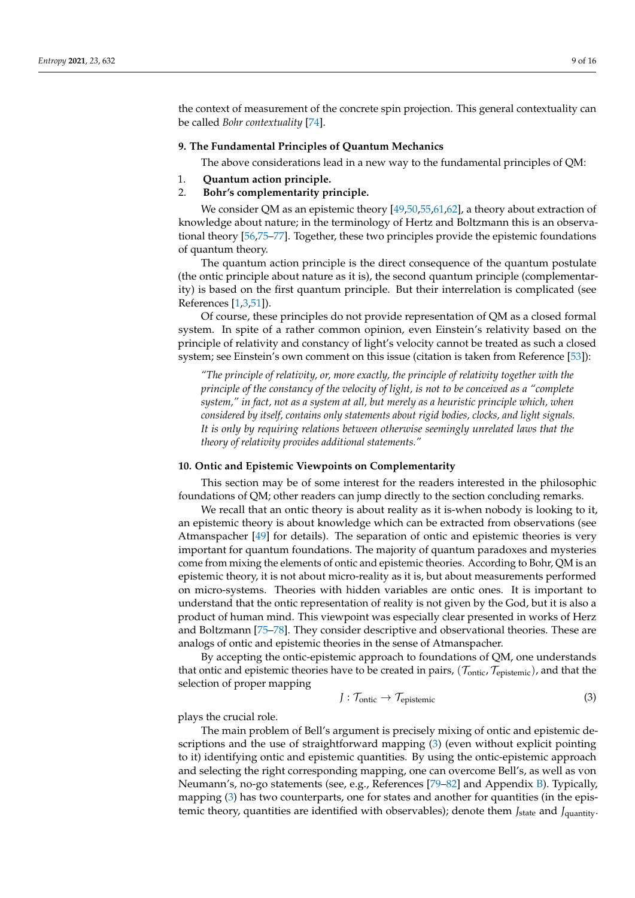the context of measurement of the concrete spin projection. This general contextuality can be called *Bohr contextuality* [74].

## 9. The Fundamental Principles of Quantum Mechanics

The above considerations lead in a new way to the fundamental principles of QM:

1. **Quantum action principle.**
2. **Bohr's complementarity principle.**

We consider QM as an epistemic theory [49,50,55,61,62], a theory about extraction of knowledge about nature; in the terminology of Hertz and Boltzmann this is an observational theory [56,75–77]. Together, these two principles provide the epistemic foundations of quantum theory.

The quantum action principle is the direct consequence of the quantum postulate (the ontic principle about nature as it is), the second quantum principle (complementarity) is based on the first quantum principle. But their interrelation is complicated (see References [1,3,51]).

Of course, these principles do not provide representation of QM as a closed formal system. In spite of a rather common opinion, even Einstein's relativity based on the principle of relativity and constancy of light's velocity cannot be treated as such a closed system; see Einstein's own comment on this issue (citation is taken from Reference [53]):

> *"The principle of relativity, or, more exactly, the principle of relativity together with the principle of the constancy of the velocity of light, is not to be conceived as a "complete system," in fact, not as a system at all, but merely as a heuristic principle which, when considered by itself, contains only statements about rigid bodies, clocks, and light signals. It is only by requiring relations between otherwise seemingly unrelated laws that the theory of relativity provides additional statements."*

## 10. Ontic and Epistemic Viewpoints on Complementarity

This section may be of some interest for the readers interested in the philosophic foundations of QM; other readers can jump directly to the section concluding remarks.

We recall that an ontic theory is about reality as it is-when nobody is looking to it, an epistemic theory is about knowledge which can be extracted from observations (see Atmanspacher [49] for details). The separation of ontic and epistemic theories is very important for quantum foundations. The majority of quantum paradoxes and mysteries come from mixing the elements of ontic and epistemic theories. According to Bohr, QM is an epistemic theory, it is not about micro-reality as it is, but about measurements performed on micro-systems. Theories with hidden variables are ontic ones. It is important to understand that the ontic representation of reality is not given by the God, but it is also a product of human mind. This viewpoint was especially clear presented in works of Herz and Boltzmann [75–78]. They consider descriptive and observational theories. These are analogs of ontic and epistemic theories in the sense of Atmanspacher.

By accepting the ontic-epistemic approach to foundations of QM, one understands that ontic and epistemic theories have to be created in pairs, $(\mathcal{T}_{\text{ontic}}, \mathcal{T}_{\text{epistemic}})$, and that the selection of proper mapping

$$J : \mathcal{T}_{\text{ontic}} \to \mathcal{T}_{\text{epistemic}} \tag{3}$$

plays the crucial role.

The main problem of Bell's argument is precisely mixing of ontic and epistemic descriptions and the use of straightforward mapping (3) (even without explicit pointing to it) identifying ontic and epistemic quantities. By using the ontic-epistemic approach and selecting the right corresponding mapping, one can overcome Bell's, as well as von Neumann's, no-go statements (see, e.g., References [79–82] and Appendix B). Typically, mapping (3) has two counterparts, one for states and another for quantities (in the epistemic theory, quantities are identified with observables); denote them $J_{\text{state}}$ and $J_{\text{quantity}}$.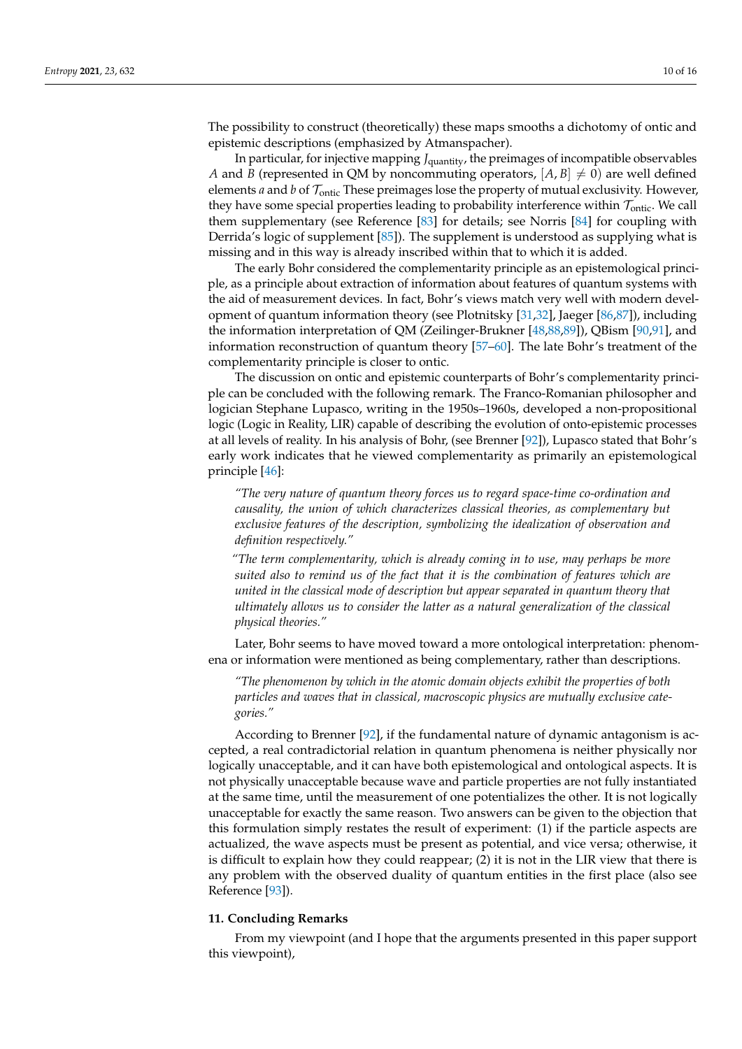The possibility to construct (theoretically) these maps smooths a dichotomy of ontic and epistemic descriptions (emphasized by Atmanspacher).

In particular, for injective mapping $J_{\text{quantity}}$, the preimages of incompatible observables $A$ and $B$ (represented in QM by noncommuting operators, $[A, B] \neq 0$) are well defined elements $a$ and $b$ of $\mathcal{T}_{\text{ontic}}$ These preimages lose the property of mutual exclusivity. However, they have some special properties leading to probability interference within $\mathcal{T}_{\text{ontic}}$. We call them supplementary (see Reference [83] for details; see Norris [84] for coupling with Derrida's logic of supplement [85]). The supplement is understood as supplying what is missing and in this way is already inscribed within that to which it is added.

The early Bohr considered the complementarity principle as an epistemological principle, as a principle about extraction of information about features of quantum systems with the aid of measurement devices. In fact, Bohr's views match very well with modern development of quantum information theory (see Plotnitsky [31,32], Jaeger [86,87]), including the information interpretation of QM (Zeilinger-Brukner [48,88,89]), QBism [90,91], and information reconstruction of quantum theory [57–60]. The late Bohr's treatment of the complementarity principle is closer to ontic.

The discussion on ontic and epistemic counterparts of Bohr's complementarity principle can be concluded with the following remark. The Franco-Romanian philosopher and logician Stephane Lupasco, writing in the 1950s–1960s, developed a non-propositional logic (Logic in Reality, LIR) capable of describing the evolution of onto-epistemic processes at all levels of reality. In his analysis of Bohr, (see Brenner [92]), Lupasco stated that Bohr's early work indicates that he viewed complementarity as primarily an epistemological principle [46]:

> *"The very nature of quantum theory forces us to regard space-time co-ordination and causality, the union of which characterizes classical theories, as complementary but exclusive features of the description, symbolizing the idealization of observation and definition respectively."*
>
> *"The term complementarity, which is already coming in to use, may perhaps be more suited also to remind us of the fact that it is the combination of features which are united in the classical mode of description but appear separated in quantum theory that ultimately allows us to consider the latter as a natural generalization of the classical physical theories."*

Later, Bohr seems to have moved toward a more ontological interpretation: phenomena or information were mentioned as being complementary, rather than descriptions.

> *"The phenomenon by which in the atomic domain objects exhibit the properties of both particles and waves that in classical, macroscopic physics are mutually exclusive categories."*

According to Brenner [92], if the fundamental nature of dynamic antagonism is accepted, a real contradictorial relation in quantum phenomena is neither physically nor logically unacceptable, and it can have both epistemological and ontological aspects. It is not physically unacceptable because wave and particle properties are not fully instantiated at the same time, until the measurement of one potentializes the other. It is not logically unacceptable for exactly the same reason. Two answers can be given to the objection that this formulation simply restates the result of experiment: (1) if the particle aspects are actualized, the wave aspects must be present as potential, and vice versa; otherwise, it is difficult to explain how they could reappear; (2) it is not in the LIR view that there is any problem with the observed duality of quantum entities in the first place (also see Reference [93]).

## 11. Concluding Remarks

From my viewpoint (and I hope that the arguments presented in this paper support this viewpoint),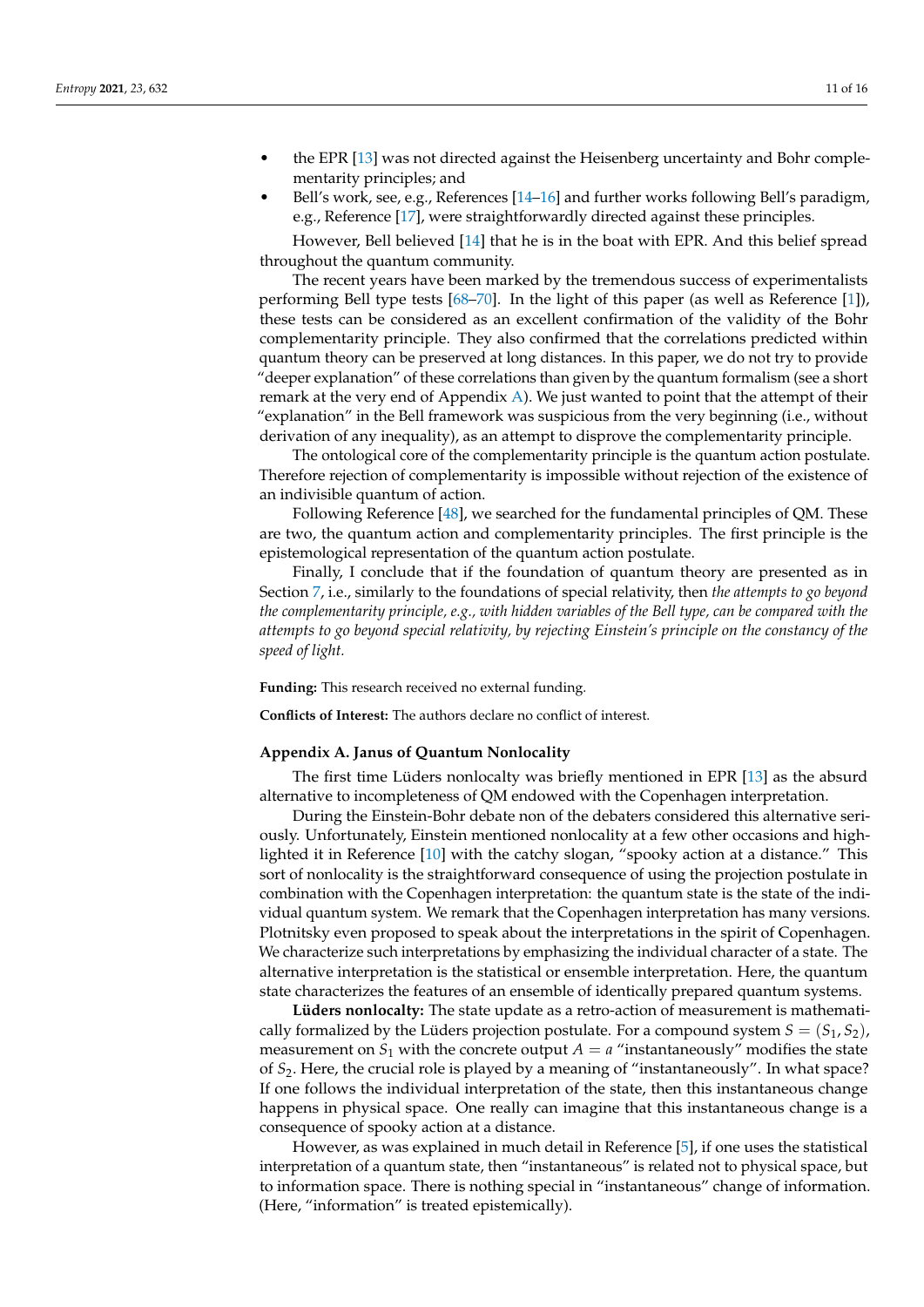- the EPR [13] was not directed against the Heisenberg uncertainty and Bohr complementarity principles; and
- Bell's work, see, e.g., References [14–16] and further works following Bell's paradigm, e.g., Reference [17], were straightforwardly directed against these principles.

However, Bell believed [14] that he is in the boat with EPR. And this belief spread throughout the quantum community.

The recent years have been marked by the tremendous success of experimentalists performing Bell type tests [68–70]. In the light of this paper (as well as Reference [1]), these tests can be considered as an excellent confirmation of the validity of the Bohr complementarity principle. They also confirmed that the correlations predicted within quantum theory can be preserved at long distances. In this paper, we do not try to provide "deeper explanation" of these correlations than given by the quantum formalism (see a short remark at the very end of Appendix A). We just wanted to point that the attempt of their "explanation" in the Bell framework was suspicious from the very beginning (i.e., without derivation of any inequality), as an attempt to disprove the complementarity principle.

The ontological core of the complementarity principle is the quantum action postulate. Therefore rejection of complementarity is impossible without rejection of the existence of an indivisible quantum of action.

Following Reference [48], we searched for the fundamental principles of QM. These are two, the quantum action and complementarity principles. The first principle is the epistemological representation of the quantum action postulate.

Finally, I conclude that if the foundation of quantum theory are presented as in Section 7, i.e., similarly to the foundations of special relativity, then *the attempts to go beyond the complementarity principle, e.g., with hidden variables of the Bell type, can be compared with the attempts to go beyond special relativity, by rejecting Einstein's principle on the constancy of the speed of light.*

**Funding:** This research received no external funding.

**Conflicts of Interest:** The authors declare no conflict of interest.

### Appendix A. Janus of Quantum Nonlocality

The first time Lüders nonlocalty was briefly mentioned in EPR [13] as the absurd alternative to incompleteness of QM endowed with the Copenhagen interpretation.

During the Einstein-Bohr debate non of the debaters considered this alternative seriously. Unfortunately, Einstein mentioned nonlocality at a few other occasions and highlighted it in Reference [10] with the catchy slogan, "spooky action at a distance." This sort of nonlocality is the straightforward consequence of using the projection postulate in combination with the Copenhagen interpretation: the quantum state is the state of the individual quantum system. We remark that the Copenhagen interpretation has many versions. Plotnitsky even proposed to speak about the interpretations in the spirit of Copenhagen. We characterize such interpretations by emphasizing the individual character of a state. The alternative interpretation is the statistical or ensemble interpretation. Here, the quantum state characterizes the features of an ensemble of identically prepared quantum systems.

**Lüders nonlocalty:** The state update as a retro-action of measurement is mathematically formalized by the Lüders projection postulate. For a compound system $S = (S_1, S_2)$, measurement on $S_1$ with the concrete output $A = a$ "instantaneously" modifies the state of $S_2$. Here, the crucial role is played by a meaning of "instantaneously". In what space? If one follows the individual interpretation of the state, then this instantaneous change happens in physical space. One really can imagine that this instantaneous change is a consequence of spooky action at a distance.

However, as was explained in much detail in Reference [5], if one uses the statistical interpretation of a quantum state, then "instantaneous" is related not to physical space, but to information space. There is nothing special in "instantaneous" change of information. (Here, "information" is treated epistemically).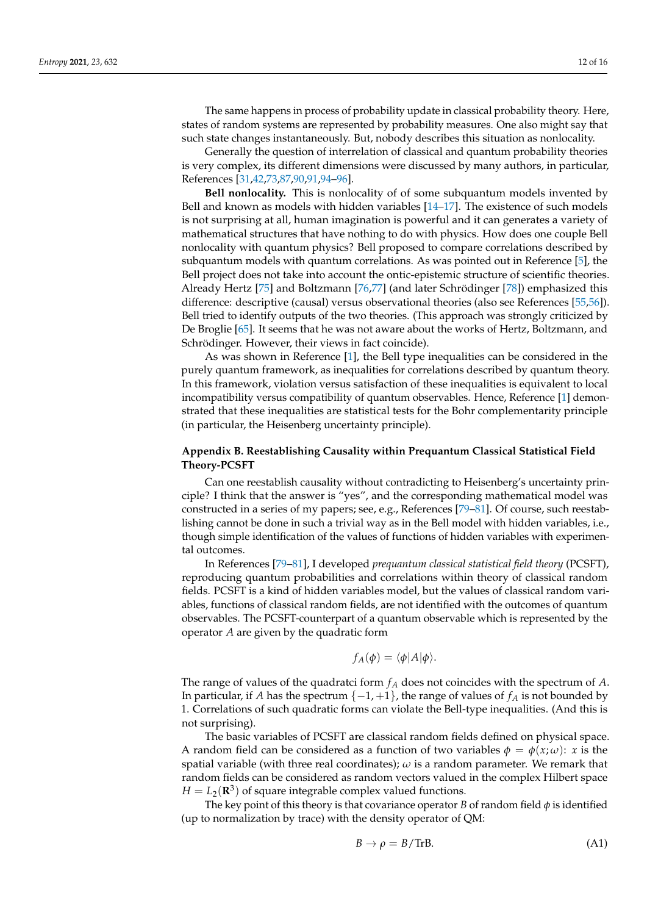The same happens in process of probability update in classical probability theory. Here, states of random systems are represented by probability measures. One also might say that such state changes instantaneously. But, nobody describes this situation as nonlocality.

Generally the question of interrelation of classical and quantum probability theories is very complex, its different dimensions were discussed by many authors, in particular, References [31,42,73,87,90,91,94–96].

**Bell nonlocality.** This is nonlocality of of some subquantum models invented by Bell and known as models with hidden variables [14–17]. The existence of such models is not surprising at all, human imagination is powerful and it can generates a variety of mathematical structures that have nothing to do with physics. How does one couple Bell nonlocality with quantum physics? Bell proposed to compare correlations described by subquantum models with quantum correlations. As was pointed out in Reference [5], the Bell project does not take into account the ontic-epistemic structure of scientific theories. Already Hertz [75] and Boltzmann [76,77] (and later Schrödinger [78]) emphasized this difference: descriptive (causal) versus observational theories (also see References [55,56]). Bell tried to identify outputs of the two theories. (This approach was strongly criticized by De Broglie [65]. It seems that he was not aware about the works of Hertz, Boltzmann, and Schrödinger. However, their views in fact coincide).

As was shown in Reference [1], the Bell type inequalities can be considered in the purely quantum framework, as inequalities for correlations described by quantum theory. In this framework, violation versus satisfaction of these inequalities is equivalent to local incompatibility versus compatibility of quantum observables. Hence, Reference [1] demonstrated that these inequalities are statistical tests for the Bohr complementarity principle (in particular, the Heisenberg uncertainty principle).

## Appendix B. Reestablishing Causality within Prequantum Classical Statistical Field Theory-PCSFT

Can one reestablish causality without contradicting to Heisenberg's uncertainty principle? I think that the answer is "yes", and the corresponding mathematical model was constructed in a series of my papers; see, e.g., References [79–81]. Of course, such reestablishing cannot be done in such a trivial way as in the Bell model with hidden variables, i.e., though simple identification of the values of functions of hidden variables with experimental outcomes.

In References [79–81], I developed *prequantum classical statistical field theory* (PCSFT), reproducing quantum probabilities and correlations within theory of classical random fields. PCSFT is a kind of hidden variables model, but the values of classical random variables, functions of classical random fields, are not identified with the outcomes of quantum observables. The PCSFT-counterpart of a quantum observable which is represented by the operator $A$ are given by the quadratic form

$$f_A(\phi) = \langle \phi | A | \phi \rangle.$$

The range of values of the quadratci form $f_A$ does not coincides with the spectrum of $A$. In particular, if $A$ has the spectrum $\{-1, +1\}$, the range of values of $f_A$ is not bounded by 1. Correlations of such quadratic forms can violate the Bell-type inequalities. (And this is not surprising).

The basic variables of PCSFT are classical random fields defined on physical space. A random field can be considered as a function of two variables $\phi = \phi(x; \omega)$: $x$ is the spatial variable (with three real coordinates); $\omega$ is a random parameter. We remark that random fields can be considered as random vectors valued in the complex Hilbert space $H = L_2(\mathbf{R}^3)$ of square integrable complex valued functions.

The key point of this theory is that covariance operator $B$ of random field $\phi$ is identified (up to normalization by trace) with the density operator of QM:

$$B \to \rho = B/\mathrm{TrB}. \tag{A1}$$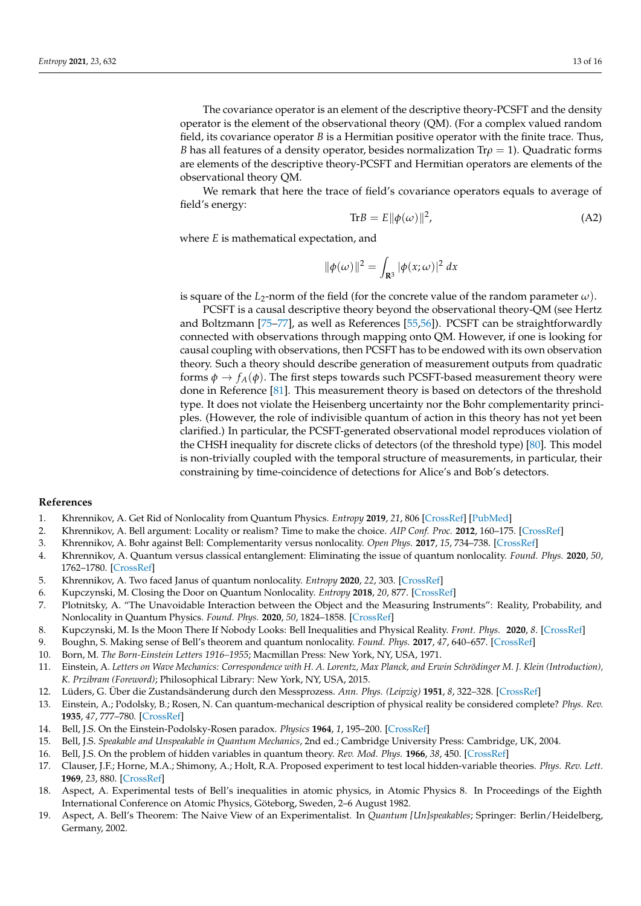The covariance operator is an element of the descriptive theory-PCSFT and the density operator is the element of the observational theory (QM). (For a complex valued random field, its covariance operator $B$ is a Hermitian positive operator with the finite trace. Thus, $B$ has all features of a density operator, besides normalization $\mathrm{Tr}\rho = 1$). Quadratic forms are elements of the descriptive theory-PCSFT and Hermitian operators are elements of the observational theory QM.

We remark that here the trace of field's covariance operators equals to average of field's energy:

$$\mathrm{Tr}B = E\|\phi(\omega)\|^2, \tag{A2}$$

where $E$ is mathematical expectation, and

$$\|\phi(\omega)\|^2 = \int_{\mathbf{R}^3} |\phi(x;\omega)|^2 \, dx$$

is square of the $L_2$-norm of the field (for the concrete value of the random parameter $\omega$).

PCSFT is a causal descriptive theory beyond the observational theory-QM (see Hertz and Boltzmann [75–77], as well as References [55,56]). PCSFT can be straightforwardly connected with observations through mapping onto QM. However, if one is looking for causal coupling with observations, then PCSFT has to be endowed with its own observation theory. Such a theory should describe generation of measurement outputs from quadratic forms $\phi \to f_A(\phi)$. The first steps towards such PCSFT-based measurement theory were done in Reference [81]. This measurement theory is based on detectors of the threshold type. It does not violate the Heisenberg uncertainty nor the Bohr complementarity principles. (However, the role of indivisible quantum of action in this theory has not yet been clarified.) In particular, the PCSFT-generated observational model reproduces violation of the CHSH inequality for discrete clicks of detectors (of the threshold type) [80]. This model is non-trivially coupled with the temporal structure of measurements, in particular, their constraining by time-coincidence of detections for Alice's and Bob's detectors.

## References

1. Khrennikov, A. Get Rid of Nonlocality from Quantum Physics. *Entropy* **2019**, *21*, 806 [CrossRef] [PubMed]
2. Khrennikov, A. Bell argument: Locality or realism? Time to make the choice. *AIP Conf. Proc.* **2012**, 160–175. [CrossRef]
3. Khrennikov, A. Bohr against Bell: Complementarity versus nonlocality. *Open Phys.* **2017**, *15*, 734–738. [CrossRef]
4. Khrennikov, A. Quantum versus classical entanglement: Eliminating the issue of quantum nonlocality. *Found. Phys.* **2020**, *50*, 1762–1780. [CrossRef]
5. Khrennikov, A. Two faced Janus of quantum nonlocality. *Entropy* **2020**, *22*, 303. [CrossRef]
6. Kupczynski, M. Closing the Door on Quantum Nonlocality. *Entropy* **2018**, *20*, 877. [CrossRef]
7. Plotnitsky, A. "The Unavoidable Interaction between the Object and the Measuring Instruments": Reality, Probability, and Nonlocality in Quantum Physics. *Found. Phys.* **2020**, *50*, 1824–1858. [CrossRef]
8. Kupczynski, M. Is the Moon There If Nobody Looks: Bell Inequalities and Physical Reality. *Front. Phys.* **2020**, *8*. [CrossRef]
9. Boughn, S. Making sense of Bell's theorem and quantum nonlocality. *Found. Phys.* **2017**, *47*, 640–657. [CrossRef]
10. Born, M. *The Born-Einstein Letters 1916–1955*; Macmillan Press: New York, NY, USA, 1971.
11. Einstein, A. *Letters on Wave Mechanics: Correspondence with H. A. Lorentz, Max Planck, and Erwin Schrödinger M. J. Klein (Introduction), K. Przibram (Foreword)*; Philosophical Library: New York, NY, USA, 2015.
12. Lüders, G. Über die Zustandsänderung durch den Messprozess. *Ann. Phys. (Leipzig)* **1951**, *8*, 322–328. [CrossRef]
13. Einstein, A.; Podolsky, B.; Rosen, N. Can quantum-mechanical description of physical reality be considered complete? *Phys. Rev.* **1935**, *47*, 777–780. [CrossRef]
14. Bell, J.S. On the Einstein-Podolsky-Rosen paradox. *Physics* **1964**, *1*, 195–200. [CrossRef]
15. Bell, J.S. *Speakable and Unspeakable in Quantum Mechanics*, 2nd ed.; Cambridge University Press: Cambridge, UK, 2004.
16. Bell, J.S. On the problem of hidden variables in quantum theory. *Rev. Mod. Phys.* **1966**, *38*, 450. [CrossRef]
17. Clauser, J.F.; Horne, M.A.; Shimony, A.; Holt, R.A. Proposed experiment to test local hidden-variable theories. *Phys. Rev. Lett.* **1969**, *23*, 880. [CrossRef]
18. Aspect, A. Experimental tests of Bell's inequalities in atomic physics, in Atomic Physics 8. In Proceedings of the Eighth International Conference on Atomic Physics, Göteborg, Sweden, 2–6 August 1982.
19. Aspect, A. Bell's Theorem: The Naive View of an Experimentalist. In *Quantum [Un]speakables*; Springer: Berlin/Heidelberg, Germany, 2002.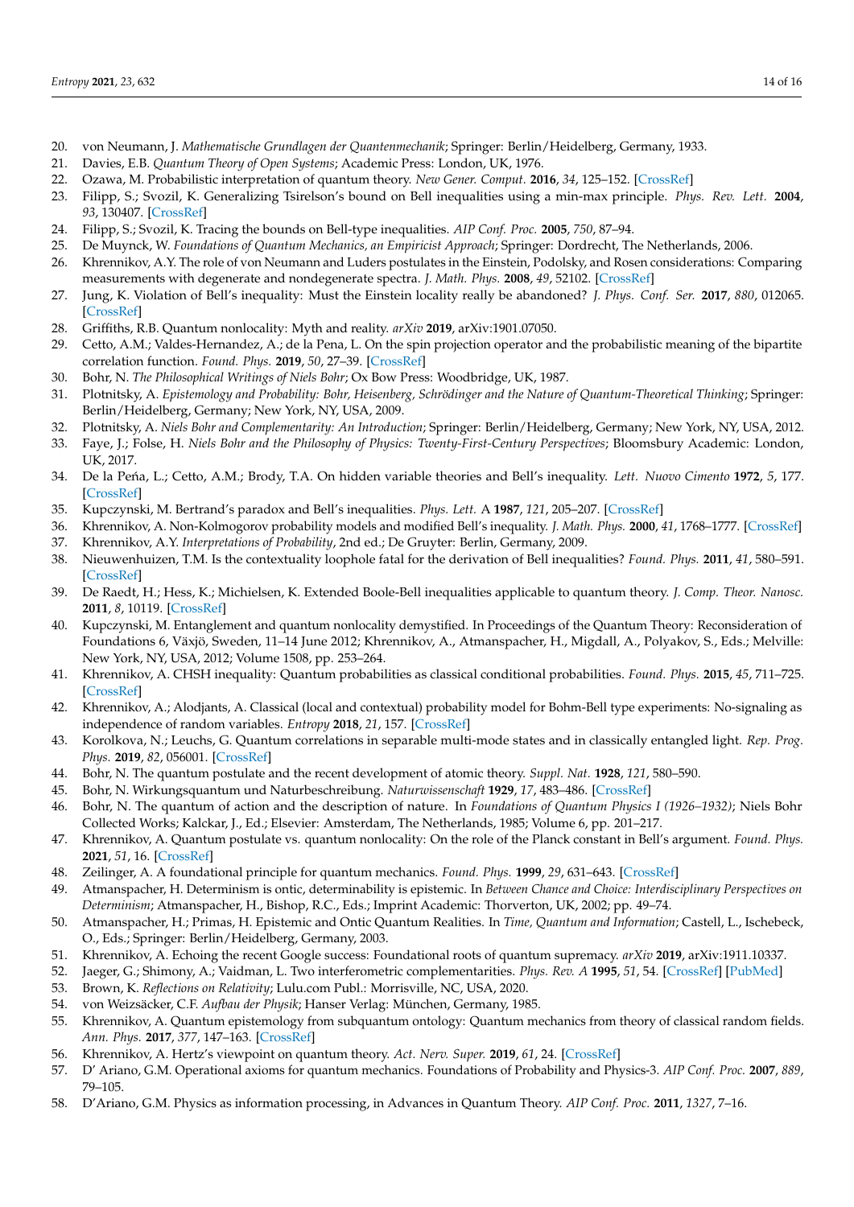20. von Neumann, J. *Mathematische Grundlagen der Quantenmechanik*; Springer: Berlin/Heidelberg, Germany, 1933.
21. Davies, E.B. *Quantum Theory of Open Systems*; Academic Press: London, UK, 1976.
22. Ozawa, M. Probabilistic interpretation of quantum theory. *New Gener. Comput.* **2016**, *34*, 125–152. [CrossRef]
23. Filipp, S.; Svozil, K. Generalizing Tsirelson's bound on Bell inequalities using a min-max principle. *Phys. Rev. Lett.* **2004**, *93*, 130407. [CrossRef]
24. Filipp, S.; Svozil, K. Tracing the bounds on Bell-type inequalities. *AIP Conf. Proc.* **2005**, *750*, 87–94.
25. De Muynck, W. *Foundations of Quantum Mechanics, an Empiricist Approach*; Springer: Dordrecht, The Netherlands, 2006.
26. Khrennikov, A.Y. The role of von Neumann and Luders postulates in the Einstein, Podolsky, and Rosen considerations: Comparing measurements with degenerate and nondegenerate spectra. *J. Math. Phys.* **2008**, *49*, 52102. [CrossRef]
27. Jung, K. Violation of Bell's inequality: Must the Einstein locality really be abandoned? *J. Phys. Conf. Ser.* **2017**, *880*, 012065. [CrossRef]
28. Griffiths, R.B. Quantum nonlocality: Myth and reality. *arXiv* **2019**, arXiv:1901.07050.
29. Cetto, A.M.; Valdes-Hernandez, A.; de la Pena, L. On the spin projection operator and the probabilistic meaning of the bipartite correlation function. *Found. Phys.* **2019**, *50*, 27–39. [CrossRef]
30. Bohr, N. *The Philosophical Writings of Niels Bohr*; Ox Bow Press: Woodbridge, UK, 1987.
31. Plotnitsky, A. *Epistemology and Probability: Bohr, Heisenberg, Schrödinger and the Nature of Quantum-Theoretical Thinking*; Springer: Berlin/Heidelberg, Germany; New York, NY, USA, 2009.
32. Plotnitsky, A. *Niels Bohr and Complementarity: An Introduction*; Springer: Berlin/Heidelberg, Germany; New York, NY, USA, 2012.
33. Faye, J.; Folse, H. *Niels Bohr and the Philosophy of Physics: Twenty-First-Century Perspectives*; Bloomsbury Academic: London, UK, 2017.
34. De la Peña, L.; Cetto, A.M.; Brody, T.A. On hidden variable theories and Bell's inequality. *Lett. Nuovo Cimento* **1972**, *5*, 177. [CrossRef]
35. Kupczynski, M. Bertrand's paradox and Bell's inequalities. *Phys. Lett.* A **1987**, *121*, 205–207. [CrossRef]
36. Khrennikov, A. Non-Kolmogorov probability models and modified Bell's inequality. *J. Math. Phys.* **2000**, *41*, 1768–1777. [CrossRef]
37. Khrennikov, A.Y. *Interpretations of Probability*, 2nd ed.; De Gruyter: Berlin, Germany, 2009.
38. Nieuwenhuizen, T.M. Is the contextuality loophole fatal for the derivation of Bell inequalities? *Found. Phys.* **2011**, *41*, 580–591. [CrossRef]
39. De Raedt, H.; Hess, K.; Michielsen, K. Extended Boole-Bell inequalities applicable to quantum theory. *J. Comp. Theor. Nanosc.* **2011**, *8*, 10119. [CrossRef]
40. Kupczynski, M. Entanglement and quantum nonlocality demystified. In Proceedings of the Quantum Theory: Reconsideration of Foundations 6, Växjö, Sweden, 11–14 June 2012; Khrennikov, A., Atmanspacher, H., Migdall, A., Polyakov, S., Eds.; Melville: New York, NY, USA, 2012; Volume 1508, pp. 253–264.
41. Khrennikov, A. CHSH inequality: Quantum probabilities as classical conditional probabilities. *Found. Phys.* **2015**, *45*, 711–725. [CrossRef]
42. Khrennikov, A.; Alodjants, A. Classical (local and contextual) probability model for Bohm-Bell type experiments: No-signaling as independence of random variables. *Entropy* **2018**, *21*, 157. [CrossRef]
43. Korolkova, N.; Leuchs, G. Quantum correlations in separable multi-mode states and in classically entangled light. *Rep. Prog. Phys.* **2019**, *82*, 056001. [CrossRef]
44. Bohr, N. The quantum postulate and the recent development of atomic theory. *Suppl. Nat.* **1928**, *121*, 580–590.
45. Bohr, N. Wirkungsquantum und Naturbeschreibung. *Naturwissenschaft* **1929**, *17*, 483–486. [CrossRef]
46. Bohr, N. The quantum of action and the description of nature. In *Foundations of Quantum Physics I (1926–1932)*; Niels Bohr Collected Works; Kalckar, J., Ed.; Elsevier: Amsterdam, The Netherlands, 1985; Volume 6, pp. 201–217.
47. Khrennikov, A. Quantum postulate vs. quantum nonlocality: On the role of the Planck constant in Bell's argument. *Found. Phys.* **2021**, *51*, 16. [CrossRef]
48. Zeilinger, A. A foundational principle for quantum mechanics. *Found. Phys.* **1999**, *29*, 631–643. [CrossRef]
49. Atmanspacher, H. Determinism is ontic, determinability is epistemic. In *Between Chance and Choice: Interdisciplinary Perspectives on Determinism*; Atmanspacher, H., Bishop, R.C., Eds.; Imprint Academic: Thorverton, UK, 2002; pp. 49–74.
50. Atmanspacher, H.; Primas, H. Epistemic and Ontic Quantum Realities. In *Time, Quantum and Information*; Castell, L., Ischebeck, O., Eds.; Springer: Berlin/Heidelberg, Germany, 2003.
51. Khrennikov, A. Echoing the recent Google success: Foundational roots of quantum supremacy. *arXiv* **2019**, arXiv:1911.10337.
52. Jaeger, G.; Shimony, A.; Vaidman, L. Two interferometric complementarities. *Phys. Rev. A* **1995**, *51*, 54. [CrossRef] [PubMed]
53. Brown, K. *Reflections on Relativity*; Lulu.com Publ.: Morrisville, NC, USA, 2020.
54. von Weizsäcker, C.F. *Aufbau der Physik*; Hanser Verlag: München, Germany, 1985.
55. Khrennikov, A. Quantum epistemology from subquantum ontology: Quantum mechanics from theory of classical random fields. *Ann. Phys.* **2017**, *377*, 147–163. [CrossRef]
56. Khrennikov, A. Hertz's viewpoint on quantum theory. *Act. Nerv. Super.* **2019**, *61*, 24. [CrossRef]
57. D' Ariano, G.M. Operational axioms for quantum mechanics. Foundations of Probability and Physics-3. *AIP Conf. Proc.* **2007**, *889*, 79–105.
58. D'Ariano, G.M. Physics as information processing, in Advances in Quantum Theory. *AIP Conf. Proc.* **2011**, *1327*, 7–16.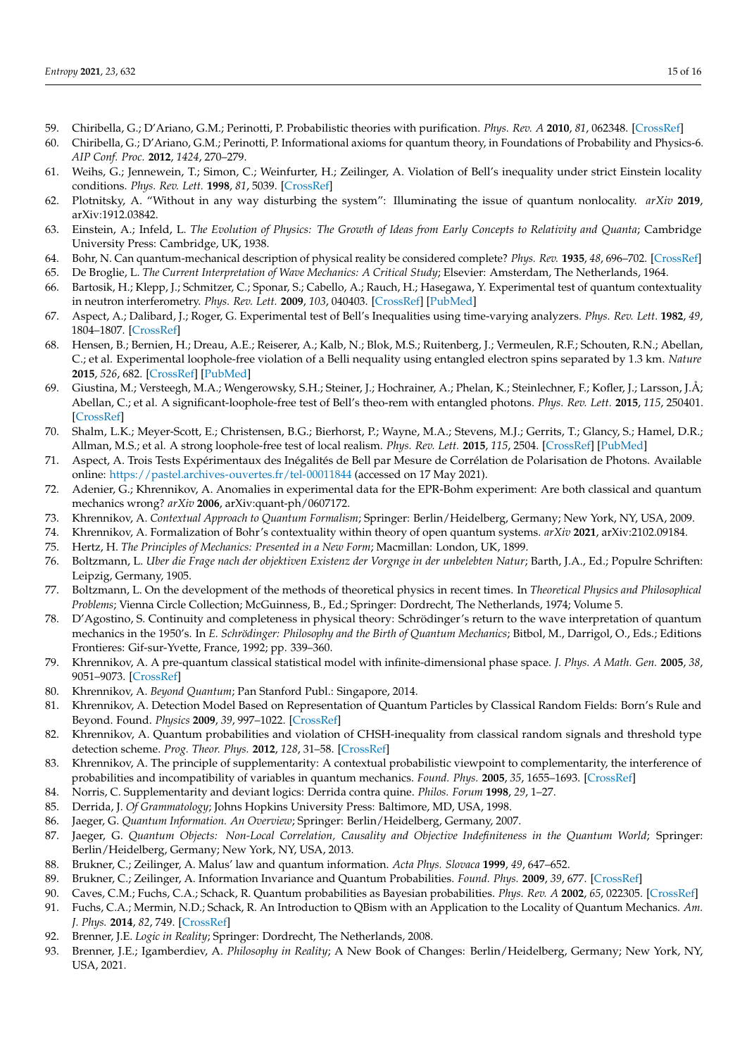59. Chiribella, G.; D'Ariano, G.M.; Perinotti, P. Probabilistic theories with purification. *Phys. Rev. A* **2010**, *81*, 062348. [CrossRef]
60. Chiribella, G.; D'Ariano, G.M.; Perinotti, P. Informational axioms for quantum theory, in Foundations of Probability and Physics-6. *AIP Conf. Proc.* **2012**, *1424*, 270–279.
61. Weihs, G.; Jennewein, T.; Simon, C.; Weinfurter, H.; Zeilinger, A. Violation of Bell's inequality under strict Einstein locality conditions. *Phys. Rev. Lett.* **1998**, *81*, 5039. [CrossRef]
62. Plotnitsky, A. "Without in any way disturbing the system": Illuminating the issue of quantum nonlocality. *arXiv* **2019**, arXiv:1912.03842.
63. Einstein, A.; Infeld, L. *The Evolution of Physics: The Growth of Ideas from Early Concepts to Relativity and Quanta*; Cambridge University Press: Cambridge, UK, 1938.
64. Bohr, N. Can quantum-mechanical description of physical reality be considered complete? *Phys. Rev.* **1935**, *48*, 696–702. [CrossRef]
65. De Broglie, L. *The Current Interpretation of Wave Mechanics: A Critical Study*; Elsevier: Amsterdam, The Netherlands, 1964.
66. Bartosik, H.; Klepp, J.; Schmitzer, C.; Sponar, S.; Cabello, A.; Rauch, H.; Hasegawa, Y. Experimental test of quantum contextuality in neutron interferometry. *Phys. Rev. Lett.* **2009**, *103*, 040403. [CrossRef] [PubMed]
67. Aspect, A.; Dalibard, J.; Roger, G. Experimental test of Bell's Inequalities using time-varying analyzers. *Phys. Rev. Lett.* **1982**, *49*, 1804–1807. [CrossRef]
68. Hensen, B.; Bernien, H.; Dreau, A.E.; Reiserer, A.; Kalb, N.; Blok, M.S.; Ruitenberg, J.; Vermeulen, R.F.; Schouten, R.N.; Abellan, C.; et al. Experimental loophole-free violation of a Belli nequality using entangled electron spins separated by 1.3 km. *Nature* **2015**, *526*, 682. [CrossRef] [PubMed]
69. Giustina, M.; Versteegh, M.A.; Wengerowsky, S.H.; Steiner, J.; Hochrainer, A.; Phelan, K.; Steinlechner, F.; Kofler, J.; Larsson, J.Å; Abellan, C.; et al. A significant-loophole-free test of Bell's theo-rem with entangled photons. *Phys. Rev. Lett.* **2015**, *115*, 250401. [CrossRef]
70. Shalm, L.K.; Meyer-Scott, E.; Christensen, B.G.; Bierhorst, P.; Wayne, M.A.; Stevens, M.J.; Gerrits, T.; Glancy, S.; Hamel, D.R.; Allman, M.S.; et al. A strong loophole-free test of local realism. *Phys. Rev. Lett.* **2015**, *115*, 2504. [CrossRef] [PubMed]
71. Aspect, A. Trois Tests Expérimentaux des Inégalités de Bell par Mesure de Corrélation de Polarisation de Photons. Available online: https://pastel.archives-ouvertes.fr/tel-00011844 (accessed on 17 May 2021).
72. Adenier, G.; Khrennikov, A. Anomalies in experimental data for the EPR-Bohm experiment: Are both classical and quantum mechanics wrong? *arXiv* **2006**, arXiv:quant-ph/0607172.
73. Khrennikov, A. *Contextual Approach to Quantum Formalism*; Springer: Berlin/Heidelberg, Germany; New York, NY, USA, 2009.
74. Khrennikov, A. Formalization of Bohr's contextuality within theory of open quantum systems. *arXiv* **2021**, arXiv:2102.09184.
75. Hertz, H. *The Principles of Mechanics: Presented in a New Form*; Macmillan: London, UK, 1899.
76. Boltzmann, L. *Uber die Frage nach der objektiven Existenz der Vorgnge in der unbelebten Natur*; Barth, J.A., Ed.; Populre Schriften: Leipzig, Germany, 1905.
77. Boltzmann, L. On the development of the methods of theoretical physics in recent times. In *Theoretical Physics and Philosophical Problems*; Vienna Circle Collection; McGuinness, B., Ed.; Springer: Dordrecht, The Netherlands, 1974; Volume 5.
78. D'Agostino, S. Continuity and completeness in physical theory: Schrödinger's return to the wave interpretation of quantum mechanics in the 1950's. In *E. Schrödinger: Philosophy and the Birth of Quantum Mechanics*; Bitbol, M., Darrigol, O., Eds.; Editions Frontieres: Gif-sur-Yvette, France, 1992; pp. 339–360.
79. Khrennikov, A. A pre-quantum classical statistical model with infinite-dimensional phase space. *J. Phys. A Math. Gen.* **2005**, *38*, 9051–9073. [CrossRef]
80. Khrennikov, A. *Beyond Quantum*; Pan Stanford Publ.: Singapore, 2014.
81. Khrennikov, A. Detection Model Based on Representation of Quantum Particles by Classical Random Fields: Born's Rule and Beyond. Found. *Physics* **2009**, *39*, 997–1022. [CrossRef]
82. Khrennikov, A. Quantum probabilities and violation of CHSH-inequality from classical random signals and threshold type detection scheme. *Prog. Theor. Phys.* **2012**, *128*, 31–58. [CrossRef]
83. Khrennikov, A. The principle of supplementarity: A contextual probabilistic viewpoint to complementarity, the interference of probabilities and incompatibility of variables in quantum mechanics. *Found. Phys.* **2005**, *35*, 1655–1693. [CrossRef]
84. Norris, C. Supplementarity and deviant logics: Derrida contra quine. *Philos. Forum* **1998**, *29*, 1–27.
85. Derrida, J. *Of Grammatology*; Johns Hopkins University Press: Baltimore, MD, USA, 1998.
86. Jaeger, G. *Quantum Information. An Overview*; Springer: Berlin/Heidelberg, Germany, 2007.
87. Jaeger, G. *Quantum Objects: Non-Local Correlation, Causality and Objective Indefiniteness in the Quantum World*; Springer: Berlin/Heidelberg, Germany; New York, NY, USA, 2013.
88. Brukner, C.; Zeilinger, A. Malus' law and quantum information. *Acta Phys. Slovaca* **1999**, *49*, 647–652.
89. Brukner, C.; Zeilinger, A. Information Invariance and Quantum Probabilities. *Found. Phys.* **2009**, *39*, 677. [CrossRef]
90. Caves, C.M.; Fuchs, C.A.; Schack, R. Quantum probabilities as Bayesian probabilities. *Phys. Rev. A* **2002**, *65*, 022305. [CrossRef]
91. Fuchs, C.A.; Mermin, N.D.; Schack, R. An Introduction to QBism with an Application to the Locality of Quantum Mechanics. *Am. J. Phys.* **2014**, *82*, 749. [CrossRef]
92. Brenner, J.E. *Logic in Reality*; Springer: Dordrecht, The Netherlands, 2008.
93. Brenner, J.E.; Igamberdiev, A. *Philosophy in Reality*; A New Book of Changes: Berlin/Heidelberg, Germany; New York, NY, USA, 2021.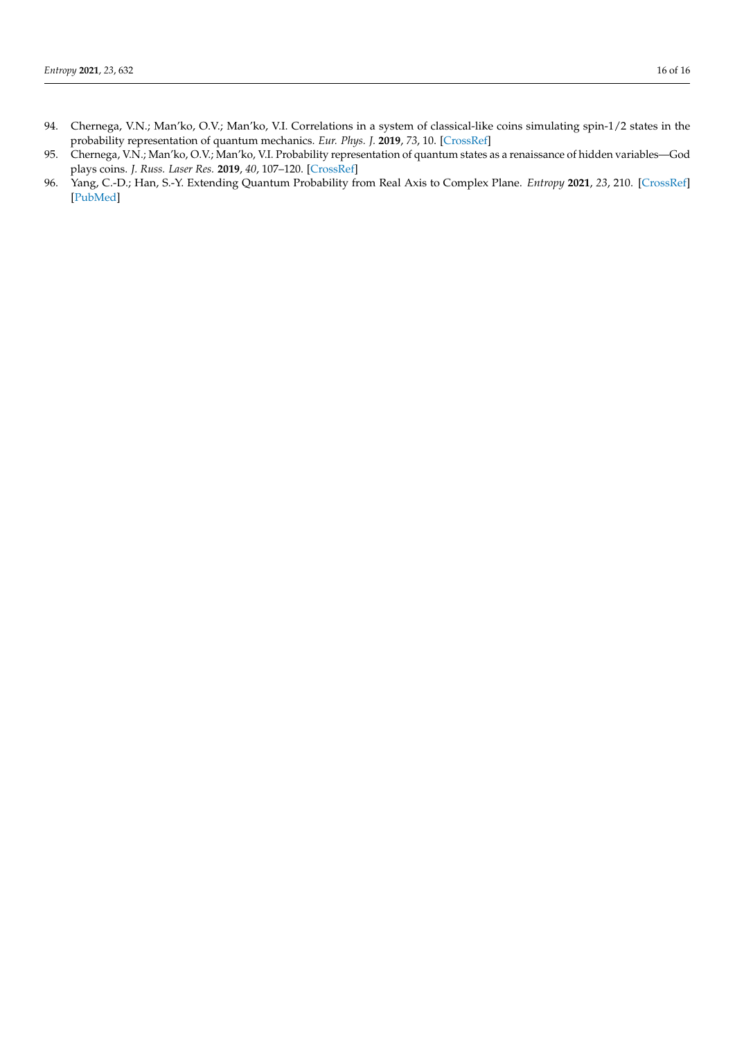94. Chernega, V.N.; Man'ko, O.V.; Man'ko, V.I. Correlations in a system of classical-like coins simulating spin-1/2 states in the probability representation of quantum mechanics. *Eur. Phys. J.* **2019**, *73*, 10. [CrossRef]
95. Chernega, V.N.; Man'ko, O.V.; Man'ko, V.I. Probability representation of quantum states as a renaissance of hidden variables—God plays coins. *J. Russ. Laser Res.* **2019**, *40*, 107–120. [CrossRef]
96. Yang, C.-D.; Han, S.-Y. Extending Quantum Probability from Real Axis to Complex Plane. *Entropy* **2021**, *23*, 210. [CrossRef] [PubMed]